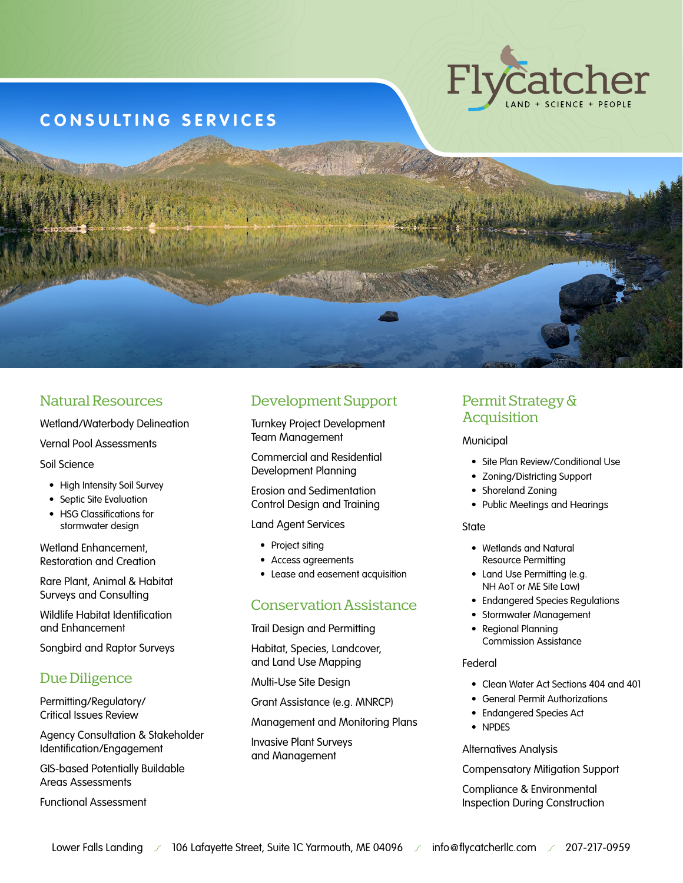# Flycatcher

LAND + SCIENCE + PEOPLE

## CONSULTING SERVICES

### Natural Resources

Wetland/Waterbody Delineation

Vernal Pool Assessments

Soil Science

- High Intensity Soil Survey
- Septic Site Evaluation
- HSG Classifications for stormwater design

Wetland Enhancement, Restoration and Creation

Rare Plant, Animal & Habitat Surveys and Consulting

Wildlife Habitat Identification and Enhancement

Songbird and Raptor Surveys

### Due Diligence

Permitting/Regulatory/ Critical Issues Review

Agency Consultation & Stakeholder Identification/Engagement

GIS-based Potentially Buildable Areas Assessments

Functional Assessment

### Development Support

Turnkey Project Development Team Management

Commercial and Residential Development Planning

Erosion and Sedimentation Control Design and Training

Land Agent Services

- Project siting
- Access agreements
- Lease and easement acquisition

### Conservation Assistance

Trail Design and Permitting

Habitat, Species, Landcover, and Land Use Mapping

Multi-Use Site Design

Grant Assistance (e.g. MNRCP)

Management and Monitoring Plans

Invasive Plant Surveys and Management

### Permit Strategy & Acquisition

Municipal

- Site Plan Review/Conditional Use
- Zoning/Districting Support
- Shoreland Zoning
- Public Meetings and Hearings

State

- Wetlands and Natural Resource Permitting
- Land Use Permitting (e.g. NH AoT or ME Site Law)
- Endangered Species Regulations
- Stormwater Management
- Regional Planning Commission Assistance

Federal

- Clean Water Act Sections 404 and 401
- General Permit Authorizations
- Endangered Species Act
- NPDES

Alternatives Analysis

Compensatory Mitigation Support

Compliance & Environmental Inspection During Construction

Lower Falls Landing / 106 Lafayette Street, Suite 1C Yarmouth, ME 04096 / info@flycatcherllc.com / 207-217-0959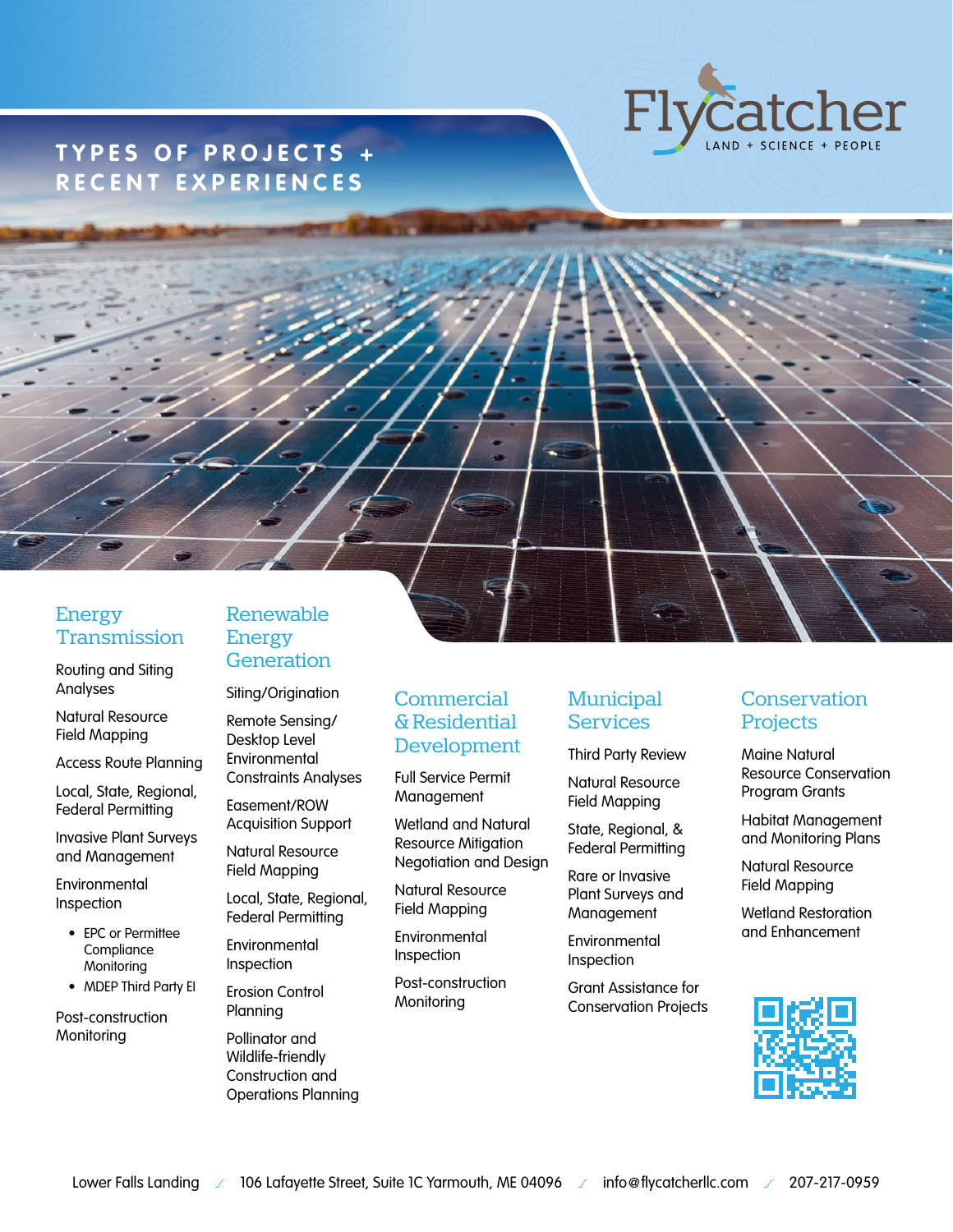# TYPES OF PROJECTS + RECENT EXPERIENCES

Flycatcher
LAND + SCIENCE + PEOPLE

## Energy Transmission

- Routing and Siting Analyses
- Natural Resource Field Mapping
- Access Route Planning
- Local, State, Regional, Federal Permitting
- Invasive Plant Surveys and Management
- Environmental Inspection
  - EPC or Permittee Compliance Monitoring
  - MDEP Third Party EI
- Post-construction Monitoring

## Renewable Energy Generation

- Siting/Origination
- Remote Sensing/ Desktop Level Environmental Constraints Analyses
- Easement/ROW Acquisition Support
- Natural Resource Field Mapping
- Local, State, Regional, Federal Permitting
- Environmental Inspection
- Erosion Control Planning
- Pollinator and Wildlife-friendly Construction and Operations Planning

## Commercial & Residential Development

- Full Service Permit Management
- Wetland and Natural Resource Mitigation Negotiation and Design
- Natural Resource Field Mapping
- Environmental Inspection
- Post-construction Monitoring

## Municipal Services

- Third Party Review
- Natural Resource Field Mapping
- State, Regional, & Federal Permitting
- Rare or Invasive Plant Surveys and Management
- Environmental Inspection
- Grant Assistance for Conservation Projects

## Conservation Projects

- Maine Natural Resource Conservation Program Grants
- Habitat Management and Monitoring Plans
- Natural Resource Field Mapping
- Wetland Restoration and Enhancement

Lower Falls Landing / 106 Lafayette Street, Suite 1C Yarmouth, ME 04096 / info@flycatcherllc.com / 207-217-0959